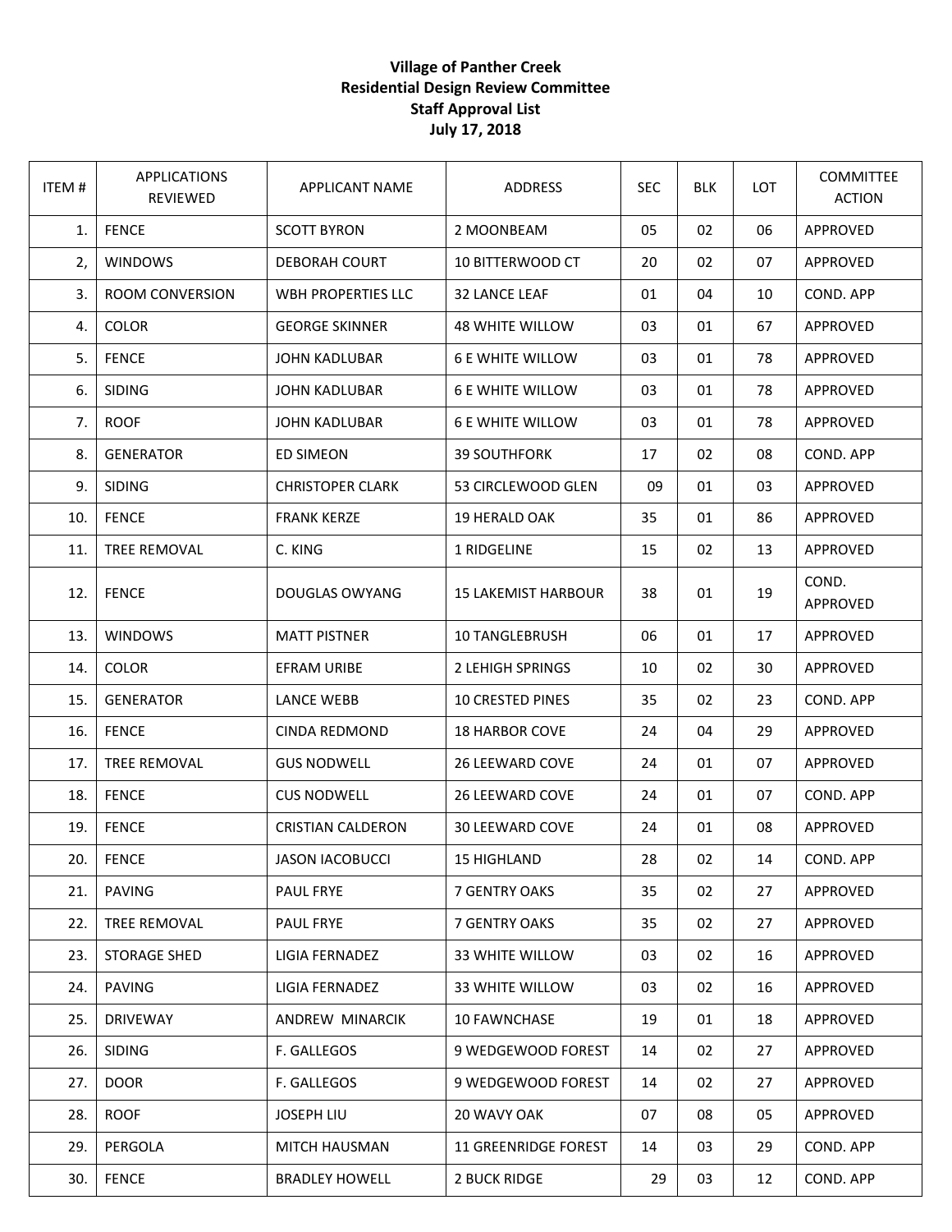**Village of Panther Creek**
**Residential Design Review Committee**
**Staff Approval List**
**July 17, 2018**

| ITEM # | APPLICATIONS REVIEWED | APPLICANT NAME | ADDRESS | SEC | BLK | LOT | COMMITTEE ACTION |
|---|---|---|---|---|---|---|---|
| 1. | FENCE | SCOTT BYRON | 2 MOONBEAM | 05 | 02 | 06 | APPROVED |
| 2, | WINDOWS | DEBORAH COURT | 10 BITTERWOOD CT | 20 | 02 | 07 | APPROVED |
| 3. | ROOM CONVERSION | WBH PROPERTIES LLC | 32 LANCE LEAF | 01 | 04 | 10 | COND. APP |
| 4. | COLOR | GEORGE SKINNER | 48 WHITE WILLOW | 03 | 01 | 67 | APPROVED |
| 5. | FENCE | JOHN KADLUBAR | 6 E WHITE WILLOW | 03 | 01 | 78 | APPROVED |
| 6. | SIDING | JOHN KADLUBAR | 6 E WHITE WILLOW | 03 | 01 | 78 | APPROVED |
| 7. | ROOF | JOHN KADLUBAR | 6 E WHITE WILLOW | 03 | 01 | 78 | APPROVED |
| 8. | GENERATOR | ED SIMEON | 39 SOUTHFORK | 17 | 02 | 08 | COND. APP |
| 9. | SIDING | CHRISTOPER CLARK | 53 CIRCLEWOOD GLEN | 09 | 01 | 03 | APPROVED |
| 10. | FENCE | FRANK KERZE | 19 HERALD OAK | 35 | 01 | 86 | APPROVED |
| 11. | TREE REMOVAL | C. KING | 1 RIDGELINE | 15 | 02 | 13 | APPROVED |
| 12. | FENCE | DOUGLAS OWYANG | 15 LAKEMIST HARBOUR | 38 | 01 | 19 | COND. APPROVED |
| 13. | WINDOWS | MATT PISTNER | 10 TANGLEBRUSH | 06 | 01 | 17 | APPROVED |
| 14. | COLOR | EFRAM URIBE | 2 LEHIGH SPRINGS | 10 | 02 | 30 | APPROVED |
| 15. | GENERATOR | LANCE WEBB | 10 CRESTED PINES | 35 | 02 | 23 | COND. APP |
| 16. | FENCE | CINDA REDMOND | 18 HARBOR COVE | 24 | 04 | 29 | APPROVED |
| 17. | TREE REMOVAL | GUS NODWELL | 26 LEEWARD COVE | 24 | 01 | 07 | APPROVED |
| 18. | FENCE | CUS NODWELL | 26 LEEWARD COVE | 24 | 01 | 07 | COND. APP |
| 19. | FENCE | CRISTIAN CALDERON | 30 LEEWARD COVE | 24 | 01 | 08 | APPROVED |
| 20. | FENCE | JASON IACOBUCCI | 15 HIGHLAND | 28 | 02 | 14 | COND. APP |
| 21. | PAVING | PAUL FRYE | 7 GENTRY OAKS | 35 | 02 | 27 | APPROVED |
| 22. | TREE REMOVAL | PAUL FRYE | 7 GENTRY OAKS | 35 | 02 | 27 | APPROVED |
| 23. | STORAGE SHED | LIGIA FERNADEZ | 33 WHITE WILLOW | 03 | 02 | 16 | APPROVED |
| 24. | PAVING | LIGIA FERNADEZ | 33 WHITE WILLOW | 03 | 02 | 16 | APPROVED |
| 25. | DRIVEWAY | ANDREW MINARCIK | 10 FAWNCHASE | 19 | 01 | 18 | APPROVED |
| 26. | SIDING | F. GALLEGOS | 9 WEDGEWOOD FOREST | 14 | 02 | 27 | APPROVED |
| 27. | DOOR | F. GALLEGOS | 9 WEDGEWOOD FOREST | 14 | 02 | 27 | APPROVED |
| 28. | ROOF | JOSEPH LIU | 20 WAVY OAK | 07 | 08 | 05 | APPROVED |
| 29. | PERGOLA | MITCH HAUSMAN | 11 GREENRIDGE FOREST | 14 | 03 | 29 | COND. APP |
| 30. | FENCE | BRADLEY HOWELL | 2 BUCK RIDGE | 29 | 03 | 12 | COND. APP |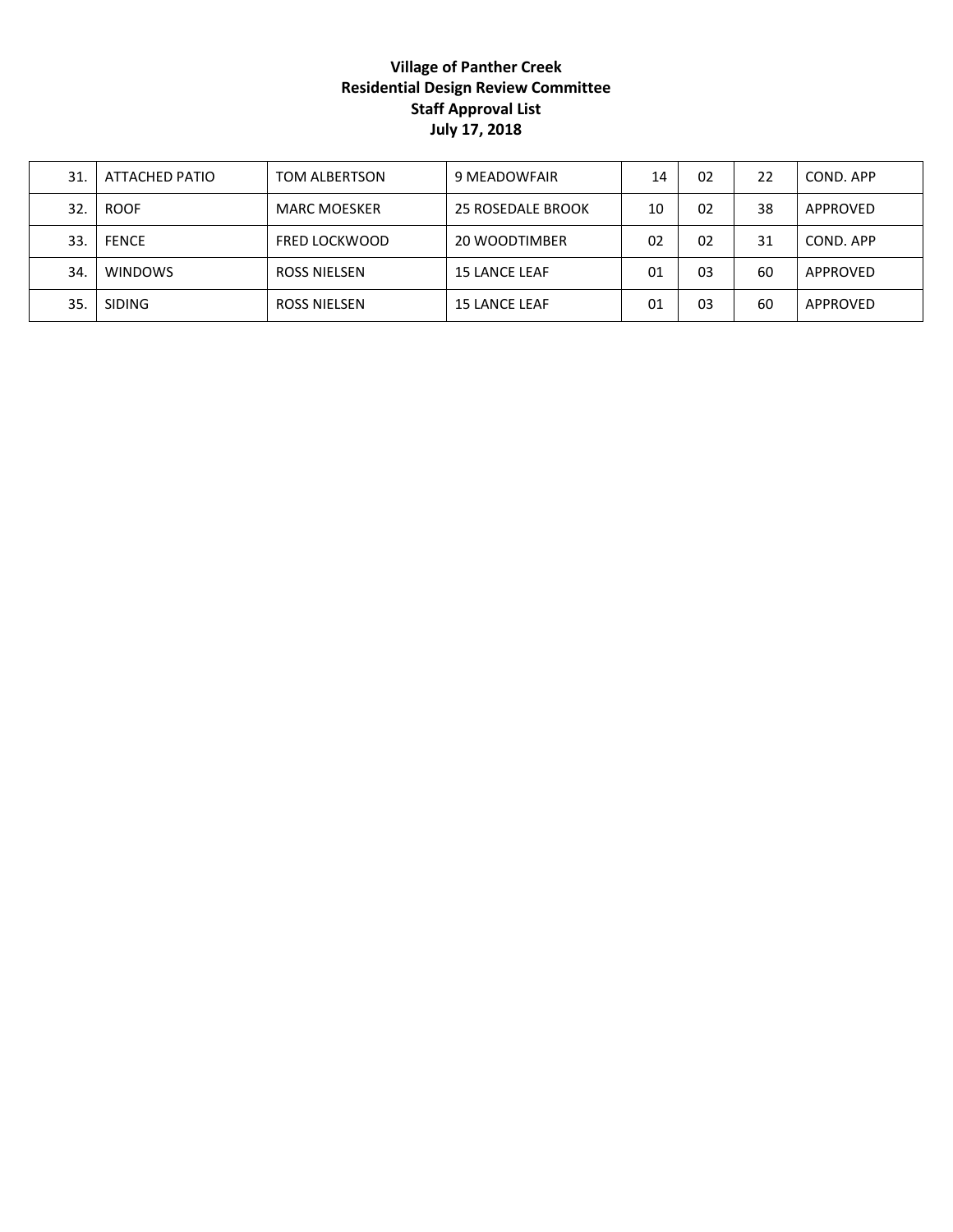**Village of Panther Creek**
**Residential Design Review Committee**
**Staff Approval List**
**July 17, 2018**

| | | | | | | | |
|---|---|---|---|---|---|---|---|
| 31. | ATTACHED PATIO | TOM ALBERTSON | 9 MEADOWFAIR | 14 | 02 | 22 | COND. APP |
| 32. | ROOF | MARC MOESKER | 25 ROSEDALE BROOK | 10 | 02 | 38 | APPROVED |
| 33. | FENCE | FRED LOCKWOOD | 20 WOODTIMBER | 02 | 02 | 31 | COND. APP |
| 34. | WINDOWS | ROSS NIELSEN | 15 LANCE LEAF | 01 | 03 | 60 | APPROVED |
| 35. | SIDING | ROSS NIELSEN | 15 LANCE LEAF | 01 | 03 | 60 | APPROVED |